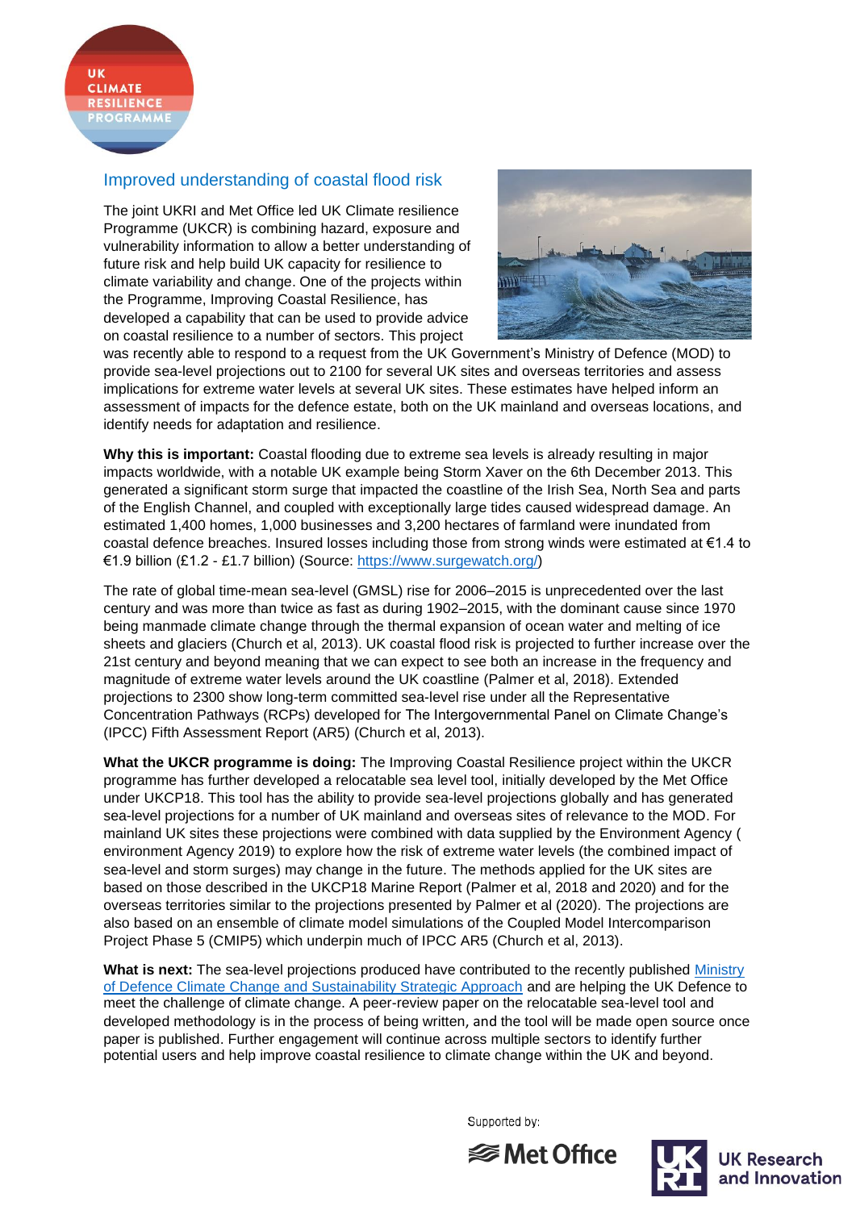## Improved understanding of coastal flood risk

The joint UKRI and Met Office led UK Climate resilience Programme (UKCR) is combining hazard, exposure and vulnerability information to allow a better understanding of future risk and help build UK capacity for resilience to climate variability and change. One of the projects within the Programme, Improving Coastal Resilience, has developed a capability that can be used to provide advice on coastal resilience to a number of sectors. This project was recently able to respond to a request from the UK Government's Ministry of Defence (MOD) to provide sea-level projections out to 2100 for several UK sites and overseas territories and assess implications for extreme water levels at several UK sites. These estimates have helped inform an assessment of impacts for the defence estate, both on the UK mainland and overseas locations, and identify needs for adaptation and resilience.

**Why this is important:** Coastal flooding due to extreme sea levels is already resulting in major impacts worldwide, with a notable UK example being Storm Xaver on the 6th December 2013. This generated a significant storm surge that impacted the coastline of the Irish Sea, North Sea and parts of the English Channel, and coupled with exceptionally large tides caused widespread damage. An estimated 1,400 homes, 1,000 businesses and 3,200 hectares of farmland were inundated from coastal defence breaches. Insured losses including those from strong winds were estimated at €1.4 to €1.9 billion (£1.2 - £1.7 billion) (Source: https://www.surgewatch.org/)

The rate of global time-mean sea-level (GMSL) rise for 2006–2015 is unprecedented over the last century and was more than twice as fast as during 1902–2015, with the dominant cause since 1970 being manmade climate change through the thermal expansion of ocean water and melting of ice sheets and glaciers (Church et al, 2013). UK coastal flood risk is projected to further increase over the 21st century and beyond meaning that we can expect to see both an increase in the frequency and magnitude of extreme water levels around the UK coastline (Palmer et al, 2018). Extended projections to 2300 show long-term committed sea-level rise under all the Representative Concentration Pathways (RCPs) developed for The Intergovernmental Panel on Climate Change's (IPCC) Fifth Assessment Report (AR5) (Church et al, 2013).

**What the UKCR programme is doing:** The Improving Coastal Resilience project within the UKCR programme has further developed a relocatable sea level tool, initially developed by the Met Office under UKCP18. This tool has the ability to provide sea-level projections globally and has generated sea-level projections for a number of UK mainland and overseas sites of relevance to the MOD. For mainland UK sites these projections were combined with data supplied by the Environment Agency ( environment Agency 2019) to explore how the risk of extreme water levels (the combined impact of sea-level and storm surges) may change in the future. The methods applied for the UK sites are based on those described in the UKCP18 Marine Report (Palmer et al, 2018 and 2020) and for the overseas territories similar to the projections presented by Palmer et al (2020). The projections are also based on an ensemble of climate model simulations of the Coupled Model Intercomparison Project Phase 5 (CMIP5) which underpin much of IPCC AR5 (Church et al, 2013).

**What is next:** The sea-level projections produced have contributed to the recently published Ministry of Defence Climate Change and Sustainability Strategic Approach and are helping the UK Defence to meet the challenge of climate change. A peer-review paper on the relocatable sea-level tool and developed methodology is in the process of being written, and the tool will be made open source once paper is published. Further engagement will continue across multiple sectors to identify further potential users and help improve coastal resilience to climate change within the UK and beyond.

Supported by: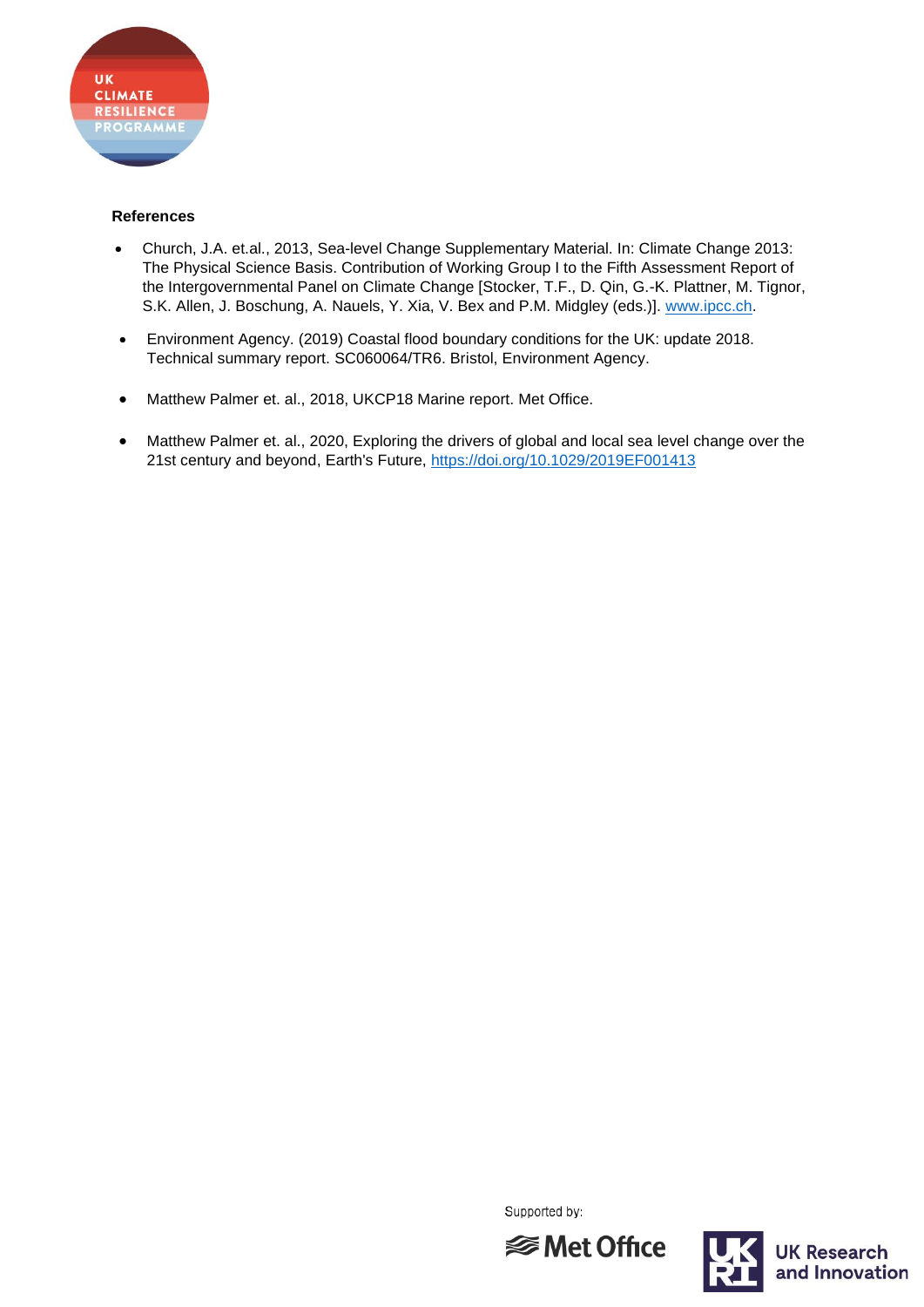**References**

- Church, J.A. et.al., 2013, Sea-level Change Supplementary Material. In: Climate Change 2013: The Physical Science Basis. Contribution of Working Group I to the Fifth Assessment Report of the Intergovernmental Panel on Climate Change [Stocker, T.F., D. Qin, G.-K. Plattner, M. Tignor, S.K. Allen, J. Boschung, A. Nauels, Y. Xia, V. Bex and P.M. Midgley (eds.)]. www.ipcc.ch.
- Environment Agency. (2019) Coastal flood boundary conditions for the UK: update 2018. Technical summary report. SC060064/TR6. Bristol, Environment Agency.
- Matthew Palmer et. al., 2018, UKCP18 Marine report. Met Office.
- Matthew Palmer et. al., 2020, Exploring the drivers of global and local sea level change over the 21st century and beyond, Earth's Future, https://doi.org/10.1029/2019EF001413

Supported by: